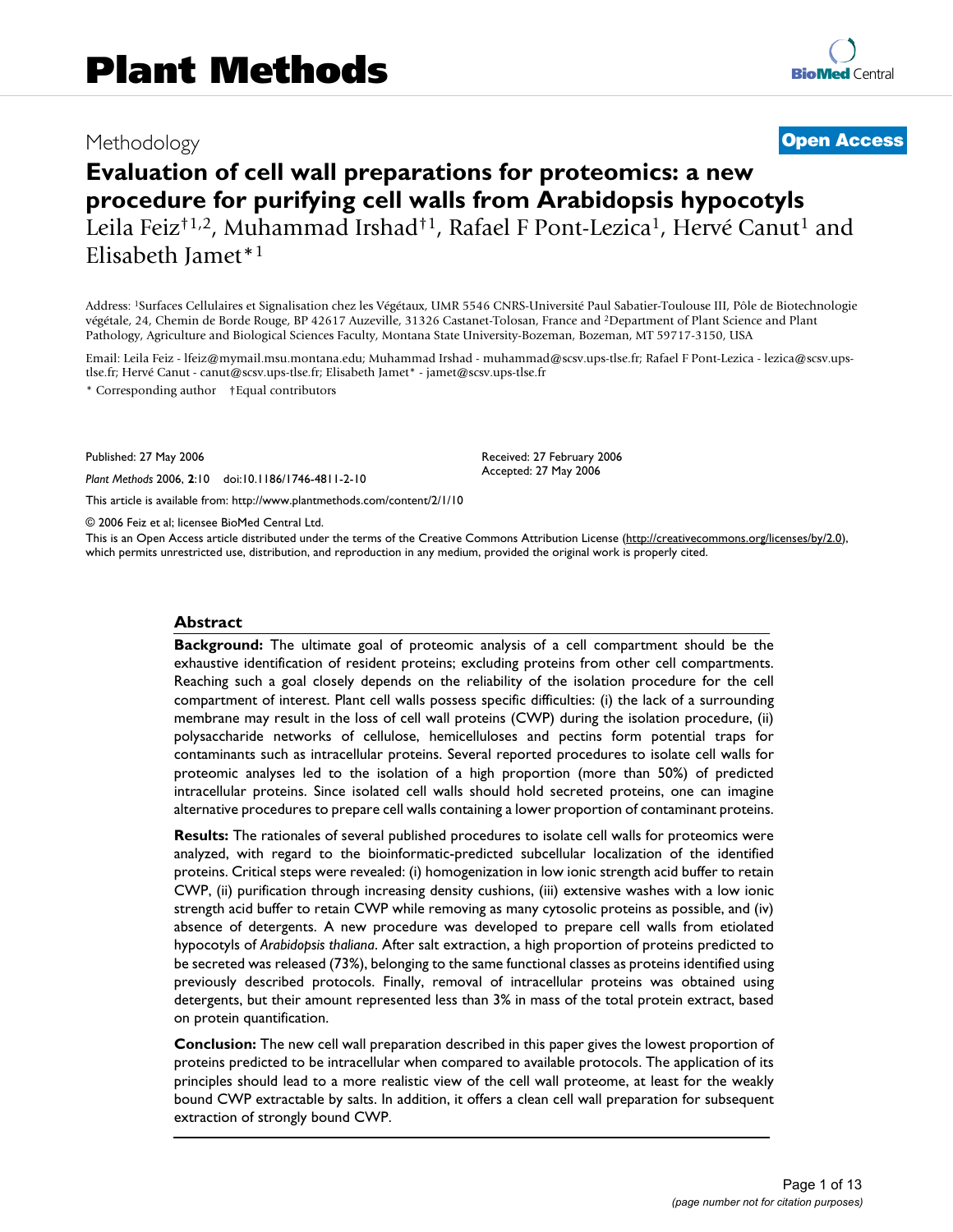Methodology

**Open Access**

# Evaluation of cell wall preparations for proteomics: a new procedure for purifying cell walls from Arabidopsis hypocotyls

Leila Feiz†[1,2], Muhammad Irshad†[1], Rafael F Pont-Lezica[1], Hervé Canut[1] and Elisabeth Jamet*[1]

Address: [1]Surfaces Cellulaires et Signalisation chez les Végétaux, UMR 5546 CNRS-Université Paul Sabatier-Toulouse III, Pôle de Biotechnologie végétale, 24, Chemin de Borde Rouge, BP 42617 Auzeville, 31326 Castanet-Tolosan, France and [2]Department of Plant Science and Plant Pathology, Agriculture and Biological Sciences Faculty, Montana State University-Bozeman, Bozeman, MT 59717-3150, USA

Email: Leila Feiz - lfeiz@mymail.msu.montana.edu; Muhammad Irshad - muhammad@scsv.ups-tlse.fr; Rafael F Pont-Lezica - lezica@scsv.ups-tlse.fr; Hervé Canut - canut@scsv.ups-tlse.fr; Elisabeth Jamet* - jamet@scsv.ups-tlse.fr

\* Corresponding author †Equal contributors

Published: 27 May 2006

*Plant Methods* 2006, **2**:10 doi:10.1186/1746-4811-2-10

Received: 27 February 2006
Accepted: 27 May 2006

This article is available from: http://www.plantmethods.com/content/2/1/10

© 2006 Feiz et al; licensee BioMed Central Ltd.

This is an Open Access article distributed under the terms of the Creative Commons Attribution License (http://creativecommons.org/licenses/by/2.0), which permits unrestricted use, distribution, and reproduction in any medium, provided the original work is properly cited.

## Abstract

**Background:** The ultimate goal of proteomic analysis of a cell compartment should be the exhaustive identification of resident proteins; excluding proteins from other cell compartments. Reaching such a goal closely depends on the reliability of the isolation procedure for the cell compartment of interest. Plant cell walls possess specific difficulties: (i) the lack of a surrounding membrane may result in the loss of cell wall proteins (CWP) during the isolation procedure, (ii) polysaccharide networks of cellulose, hemicelluloses and pectins form potential traps for contaminants such as intracellular proteins. Several reported procedures to isolate cell walls for proteomic analyses led to the isolation of a high proportion (more than 50%) of predicted intracellular proteins. Since isolated cell walls should hold secreted proteins, one can imagine alternative procedures to prepare cell walls containing a lower proportion of contaminant proteins.

**Results:** The rationales of several published procedures to isolate cell walls for proteomics were analyzed, with regard to the bioinformatic-predicted subcellular localization of the identified proteins. Critical steps were revealed: (i) homogenization in low ionic strength acid buffer to retain CWP, (ii) purification through increasing density cushions, (iii) extensive washes with a low ionic strength acid buffer to retain CWP while removing as many cytosolic proteins as possible, and (iv) absence of detergents. A new procedure was developed to prepare cell walls from etiolated hypocotyls of *Arabidopsis thaliana*. After salt extraction, a high proportion of proteins predicted to be secreted was released (73%), belonging to the same functional classes as proteins identified using previously described protocols. Finally, removal of intracellular proteins was obtained using detergents, but their amount represented less than 3% in mass of the total protein extract, based on protein quantification.

**Conclusion:** The new cell wall preparation described in this paper gives the lowest proportion of proteins predicted to be intracellular when compared to available protocols. The application of its principles should lead to a more realistic view of the cell wall proteome, at least for the weakly bound CWP extractable by salts. In addition, it offers a clean cell wall preparation for subsequent extraction of strongly bound CWP.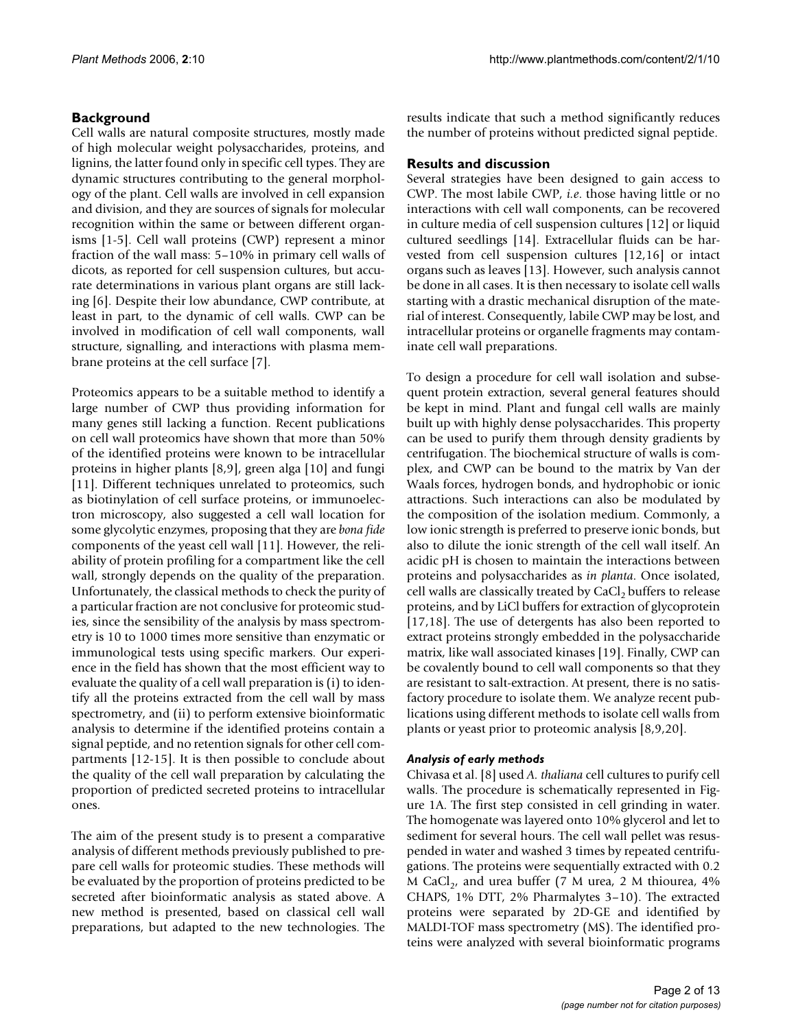## Background

Cell walls are natural composite structures, mostly made of high molecular weight polysaccharides, proteins, and lignins, the latter found only in specific cell types. They are dynamic structures contributing to the general morphology of the plant. Cell walls are involved in cell expansion and division, and they are sources of signals for molecular recognition within the same or between different organisms [1-5]. Cell wall proteins (CWP) represent a minor fraction of the wall mass: 5–10% in primary cell walls of dicots, as reported for cell suspension cultures, but accurate determinations in various plant organs are still lacking [6]. Despite their low abundance, CWP contribute, at least in part, to the dynamic of cell walls. CWP can be involved in modification of cell wall components, wall structure, signalling, and interactions with plasma membrane proteins at the cell surface [7].

Proteomics appears to be a suitable method to identify a large number of CWP thus providing information for many genes still lacking a function. Recent publications on cell wall proteomics have shown that more than 50% of the identified proteins were known to be intracellular proteins in higher plants [8,9], green alga [10] and fungi [11]. Different techniques unrelated to proteomics, such as biotinylation of cell surface proteins, or immunoelectron microscopy, also suggested a cell wall location for some glycolytic enzymes, proposing that they are *bona fide* components of the yeast cell wall [11]. However, the reliability of protein profiling for a compartment like the cell wall, strongly depends on the quality of the preparation. Unfortunately, the classical methods to check the purity of a particular fraction are not conclusive for proteomic studies, since the sensibility of the analysis by mass spectrometry is 10 to 1000 times more sensitive than enzymatic or immunological tests using specific markers. Our experience in the field has shown that the most efficient way to evaluate the quality of a cell wall preparation is (i) to identify all the proteins extracted from the cell wall by mass spectrometry, and (ii) to perform extensive bioinformatic analysis to determine if the identified proteins contain a signal peptide, and no retention signals for other cell compartments [12-15]. It is then possible to conclude about the quality of the cell wall preparation by calculating the proportion of predicted secreted proteins to intracellular ones.

The aim of the present study is to present a comparative analysis of different methods previously published to prepare cell walls for proteomic studies. These methods will be evaluated by the proportion of proteins predicted to be secreted after bioinformatic analysis as stated above. A new method is presented, based on classical cell wall preparations, but adapted to the new technologies. The results indicate that such a method significantly reduces the number of proteins without predicted signal peptide.

## Results and discussion

Several strategies have been designed to gain access to CWP. The most labile CWP, *i.e.* those having little or no interactions with cell wall components, can be recovered in culture media of cell suspension cultures [12] or liquid cultured seedlings [14]. Extracellular fluids can be harvested from cell suspension cultures [12,16] or intact organs such as leaves [13]. However, such analysis cannot be done in all cases. It is then necessary to isolate cell walls starting with a drastic mechanical disruption of the material of interest. Consequently, labile CWP may be lost, and intracellular proteins or organelle fragments may contaminate cell wall preparations.

To design a procedure for cell wall isolation and subsequent protein extraction, several general features should be kept in mind. Plant and fungal cell walls are mainly built up with highly dense polysaccharides. This property can be used to purify them through density gradients by centrifugation. The biochemical structure of walls is complex, and CWP can be bound to the matrix by Van der Waals forces, hydrogen bonds, and hydrophobic or ionic attractions. Such interactions can also be modulated by the composition of the isolation medium. Commonly, a low ionic strength is preferred to preserve ionic bonds, but also to dilute the ionic strength of the cell wall itself. An acidic pH is chosen to maintain the interactions between proteins and polysaccharides as *in planta*. Once isolated, cell walls are classically treated by $CaCl_2$ buffers to release proteins, and by LiCl buffers for extraction of glycoprotein [17,18]. The use of detergents has also been reported to extract proteins strongly embedded in the polysaccharide matrix, like wall associated kinases [19]. Finally, CWP can be covalently bound to cell wall components so that they are resistant to salt-extraction. At present, there is no satisfactory procedure to isolate them. We analyze recent publications using different methods to isolate cell walls from plants or yeast prior to proteomic analysis [8,9,20].

### *Analysis of early methods*

Chivasa et al. [8] used *A. thaliana* cell cultures to purify cell walls. The procedure is schematically represented in Figure 1A. The first step consisted in cell grinding in water. The homogenate was layered onto 10% glycerol and let to sediment for several hours. The cell wall pellet was resuspended in water and washed 3 times by repeated centrifugations. The proteins were sequentially extracted with 0.2 M $CaCl_2$, and urea buffer (7 M urea, 2 M thiourea, 4% CHAPS, 1% DTT, 2% Pharmalytes 3–10). The extracted proteins were separated by 2D-GE and identified by MALDI-TOF mass spectrometry (MS). The identified proteins were analyzed with several bioinformatic programs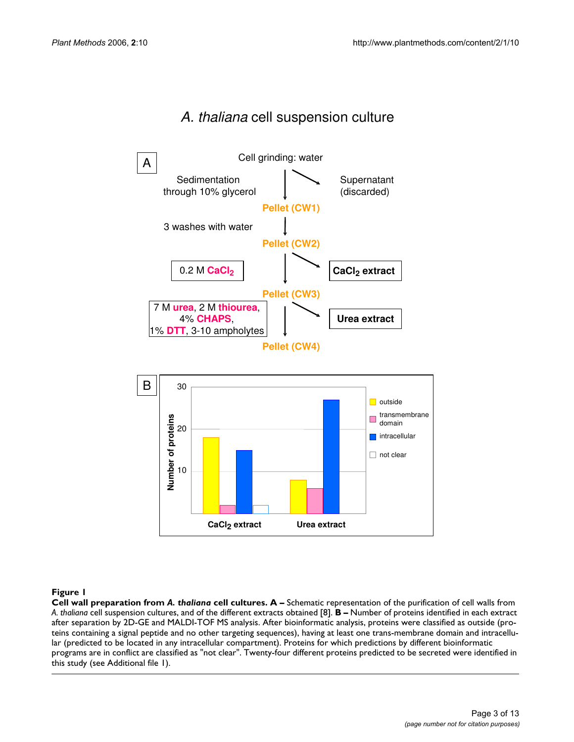**Figure 1**

**Cell wall preparation from *A. thaliana* cell cultures. A –** Schematic representation of the purification of cell walls from *A. thaliana* cell suspension cultures, and of the different extracts obtained [8]. **B –** Number of proteins identified in each extract after separation by 2D-GE and MALDI-TOF MS analysis. After bioinformatic analysis, proteins were classified as outside (proteins containing a signal peptide and no other targeting sequences), having at least one trans-membrane domain and intracellular (predicted to be located in any intracellular compartment). Proteins for which predictions by different bioinformatic programs are in conflict are classified as "not clear". Twenty-four different proteins predicted to be secreted were identified in this study (see Additional file 1).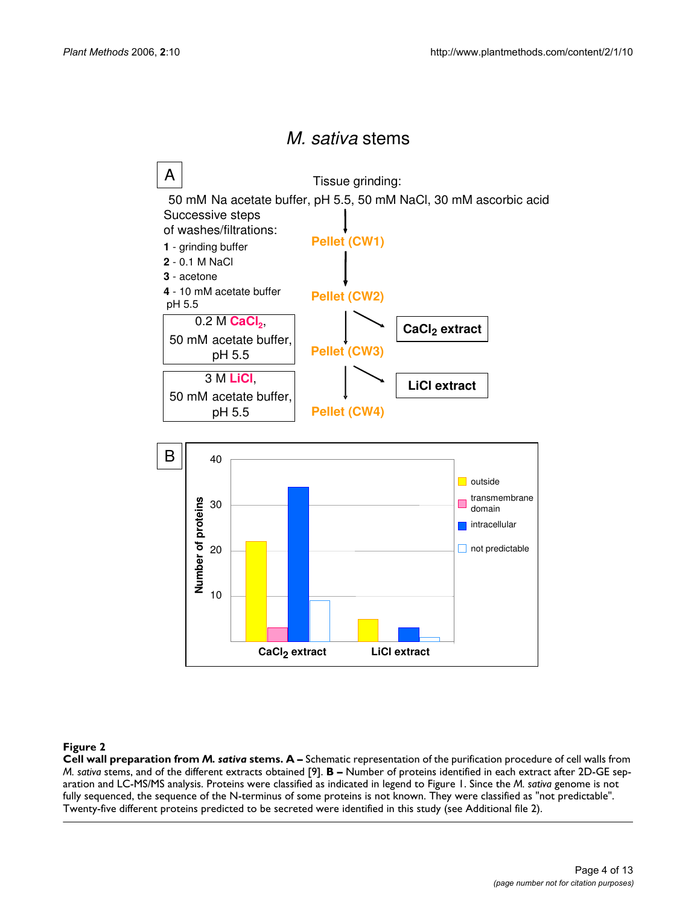**Figure 2**

**Cell wall preparation from *M. sativa* stems. A –** Schematic representation of the purification procedure of cell walls from *M. sativa* stems, and of the different extracts obtained [9]. **B –** Number of proteins identified in each extract after 2D-GE separation and LC-MS/MS analysis. Proteins were classified as indicated in legend to Figure 1. Since the *M. sativa* genome is not fully sequenced, the sequence of the N-terminus of some proteins is not known. They were classified as "not predictable". Twenty-five different proteins predicted to be secreted were identified in this study (see Additional file 2).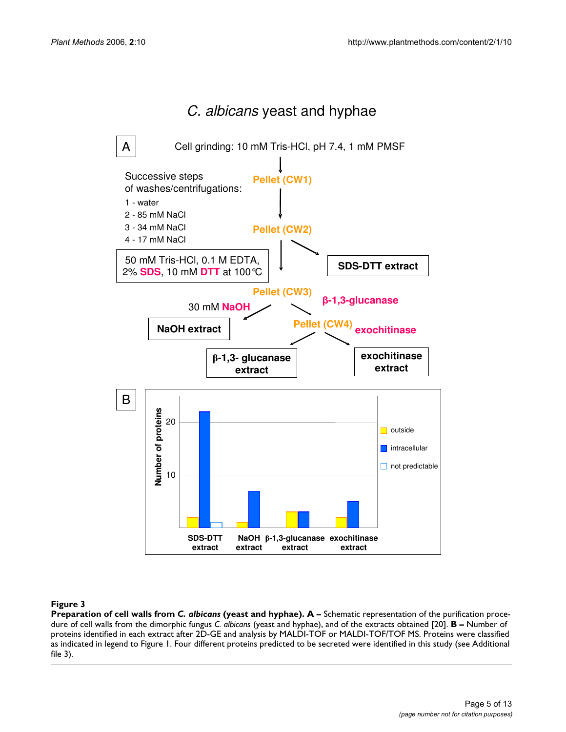**Figure 3**

**Preparation of cell walls from *C. albicans* (yeast and hyphae). A –** Schematic representation of the purification procedure of cell walls from the dimorphic fungus *C. albicans* (yeast and hyphae), and of the extracts obtained [20]. **B –** Number of proteins identified in each extract after 2D-GE and analysis by MALDI-TOF or MALDI-TOF/TOF MS. Proteins were classified as indicated in legend to Figure 1. Four different proteins predicted to be secreted were identified in this study (see Additional file 3).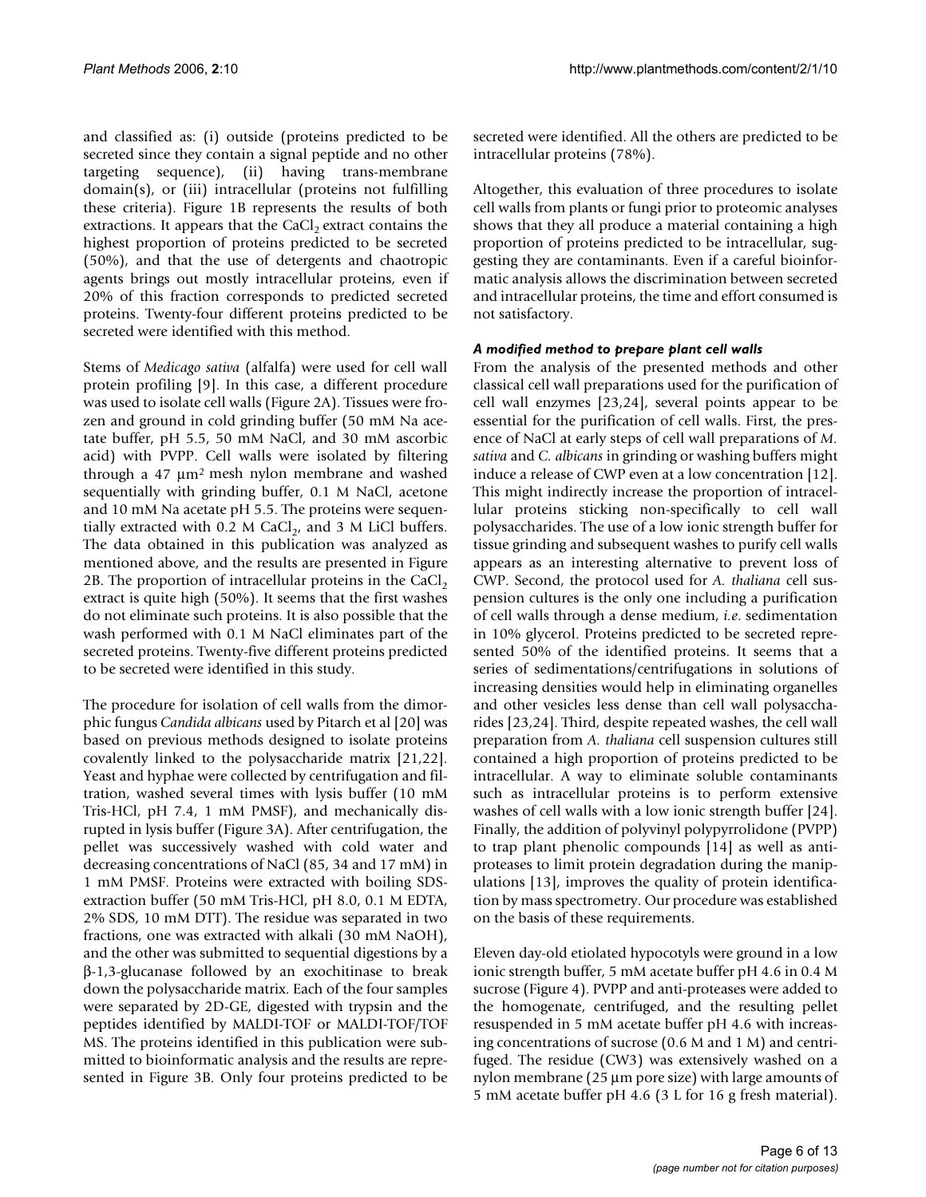and classified as: (i) outside (proteins predicted to be secreted since they contain a signal peptide and no other targeting sequence), (ii) having trans-membrane domain(s), or (iii) intracellular (proteins not fulfilling these criteria). Figure 1B represents the results of both extractions. It appears that the $CaCl_2$ extract contains the highest proportion of proteins predicted to be secreted (50%), and that the use of detergents and chaotropic agents brings out mostly intracellular proteins, even if 20% of this fraction corresponds to predicted secreted proteins. Twenty-four different proteins predicted to be secreted were identified with this method.

Stems of *Medicago sativa* (alfalfa) were used for cell wall protein profiling [9]. In this case, a different procedure was used to isolate cell walls (Figure 2A). Tissues were frozen and ground in cold grinding buffer (50 mM Na acetate buffer, pH 5.5, 50 mM NaCl, and 30 mM ascorbic acid) with PVPP. Cell walls were isolated by filtering through a 47 $\mu m^2$ mesh nylon membrane and washed sequentially with grinding buffer, 0.1 M NaCl, acetone and 10 mM Na acetate pH 5.5. The proteins were sequentially extracted with 0.2 M $CaCl_2$, and 3 M LiCl buffers. The data obtained in this publication was analyzed as mentioned above, and the results are presented in Figure 2B. The proportion of intracellular proteins in the $CaCl_2$ extract is quite high (50%). It seems that the first washes do not eliminate such proteins. It is also possible that the wash performed with 0.1 M NaCl eliminates part of the secreted proteins. Twenty-five different proteins predicted to be secreted were identified in this study.

The procedure for isolation of cell walls from the dimorphic fungus *Candida albicans* used by Pitarch et al [20] was based on previous methods designed to isolate proteins covalently linked to the polysaccharide matrix [21,22]. Yeast and hyphae were collected by centrifugation and filtration, washed several times with lysis buffer (10 mM Tris-HCl, pH 7.4, 1 mM PMSF), and mechanically disrupted in lysis buffer (Figure 3A). After centrifugation, the pellet was successively washed with cold water and decreasing concentrations of NaCl (85, 34 and 17 mM) in 1 mM PMSF. Proteins were extracted with boiling SDS-extraction buffer (50 mM Tris-HCl, pH 8.0, 0.1 M EDTA, 2% SDS, 10 mM DTT). The residue was separated in two fractions, one was extracted with alkali (30 mM NaOH), and the other was submitted to sequential digestions by a β-1,3-glucanase followed by an exochitinase to break down the polysaccharide matrix. Each of the four samples were separated by 2D-GE, digested with trypsin and the peptides identified by MALDI-TOF or MALDI-TOF/TOF MS. The proteins identified in this publication were submitted to bioinformatic analysis and the results are represented in Figure 3B. Only four proteins predicted to be secreted were identified. All the others are predicted to be intracellular proteins (78%).

Altogether, this evaluation of three procedures to isolate cell walls from plants or fungi prior to proteomic analyses shows that they all produce a material containing a high proportion of proteins predicted to be intracellular, suggesting they are contaminants. Even if a careful bioinformatic analysis allows the discrimination between secreted and intracellular proteins, the time and effort consumed is not satisfactory.

### *A modified method to prepare plant cell walls*

From the analysis of the presented methods and other classical cell wall preparations used for the purification of cell wall enzymes [23,24], several points appear to be essential for the purification of cell walls. First, the presence of NaCl at early steps of cell wall preparations of *M. sativa* and *C. albicans* in grinding or washing buffers might induce a release of CWP even at a low concentration [12]. This might indirectly increase the proportion of intracellular proteins sticking non-specifically to cell wall polysaccharides. The use of a low ionic strength buffer for tissue grinding and subsequent washes to purify cell walls appears as an interesting alternative to prevent loss of CWP. Second, the protocol used for *A. thaliana* cell suspension cultures is the only one including a purification of cell walls through a dense medium, *i.e.* sedimentation in 10% glycerol. Proteins predicted to be secreted represented 50% of the identified proteins. It seems that a series of sedimentations/centrifugations in solutions of increasing densities would help in eliminating organelles and other vesicles less dense than cell wall polysaccharides [23,24]. Third, despite repeated washes, the cell wall preparation from *A. thaliana* cell suspension cultures still contained a high proportion of proteins predicted to be intracellular. A way to eliminate soluble contaminants such as intracellular proteins is to perform extensive washes of cell walls with a low ionic strength buffer [24]. Finally, the addition of polyvinyl polypyrrolidone (PVPP) to trap plant phenolic compounds [14] as well as anti-proteases to limit protein degradation during the manipulations [13], improves the quality of protein identification by mass spectrometry. Our procedure was established on the basis of these requirements.

Eleven day-old etiolated hypocotyls were ground in a low ionic strength buffer, 5 mM acetate buffer pH 4.6 in 0.4 M sucrose (Figure 4). PVPP and anti-proteases were added to the homogenate, centrifuged, and the resulting pellet resuspended in 5 mM acetate buffer pH 4.6 with increasing concentrations of sucrose (0.6 M and 1 M) and centrifuged. The residue (CW3) was extensively washed on a nylon membrane (25 μm pore size) with large amounts of 5 mM acetate buffer pH 4.6 (3 L for 16 g fresh material).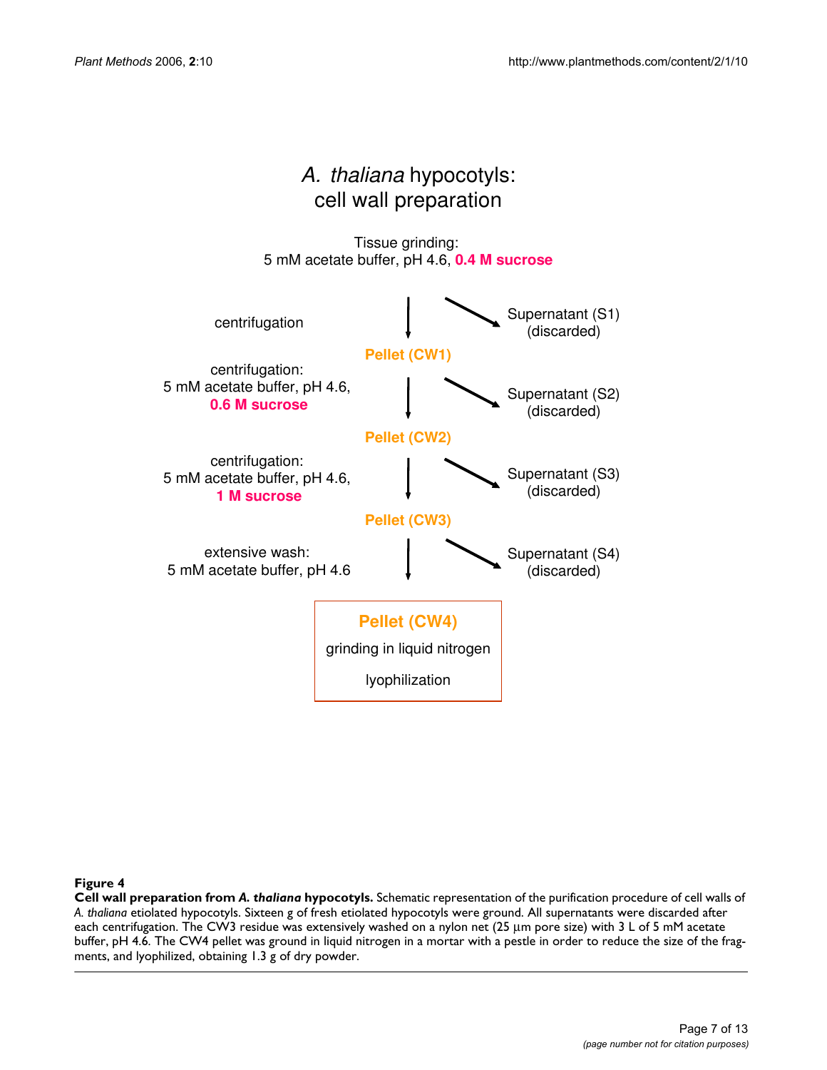# *A. thaliana* hypocotyls: cell wall preparation

Tissue grinding:
5 mM acetate buffer, pH 4.6, **0.4 M sucrose**

centrifugation → Supernatant (S1) (discarded)

**Pellet (CW1)**

centrifugation:
5 mM acetate buffer, pH 4.6,
**0.6 M sucrose** → Supernatant (S2) (discarded)

**Pellet (CW2)**

centrifugation:
5 mM acetate buffer, pH 4.6,
**1 M sucrose** → Supernatant (S3) (discarded)

**Pellet (CW3)**

extensive wash:
5 mM acetate buffer, pH 4.6 → Supernatant (S4) (discarded)

**Pellet (CW4)**
grinding in liquid nitrogen
lyophilization

**Figure 4**
**Cell wall preparation from *A. thaliana* hypocotyls.** Schematic representation of the purification procedure of cell walls of *A. thaliana* etiolated hypocotyls. Sixteen g of fresh etiolated hypocotyls were ground. All supernatants were discarded after each centrifugation. The CW3 residue was extensively washed on a nylon net (25 µm pore size) with 3 L of 5 mM acetate buffer, pH 4.6. The CW4 pellet was ground in liquid nitrogen in a mortar with a pestle in order to reduce the size of the fragments, and lyophilized, obtaining 1.3 g of dry powder.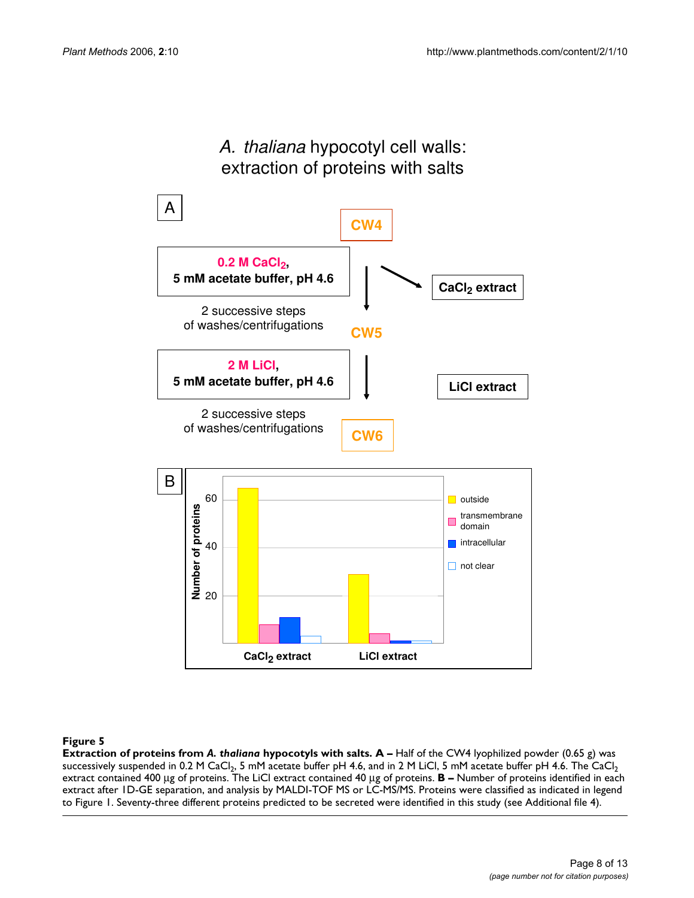**Figure 5**

**Extraction of proteins from *A. thaliana* hypocotyls with salts. A –** Half of the CW4 lyophilized powder (0.65 g) was successively suspended in 0.2 M $CaCl_2$, 5 mM acetate buffer pH 4.6, and in 2 M LiCl, 5 mM acetate buffer pH 4.6. The $CaCl_2$ extract contained 400 μg of proteins. The LiCl extract contained 40 μg of proteins. **B –** Number of proteins identified in each extract after 1D-GE separation, and analysis by MALDI-TOF MS or LC-MS/MS. Proteins were classified as indicated in legend to Figure 1. Seventy-three different proteins predicted to be secreted were identified in this study (see Additional file 4).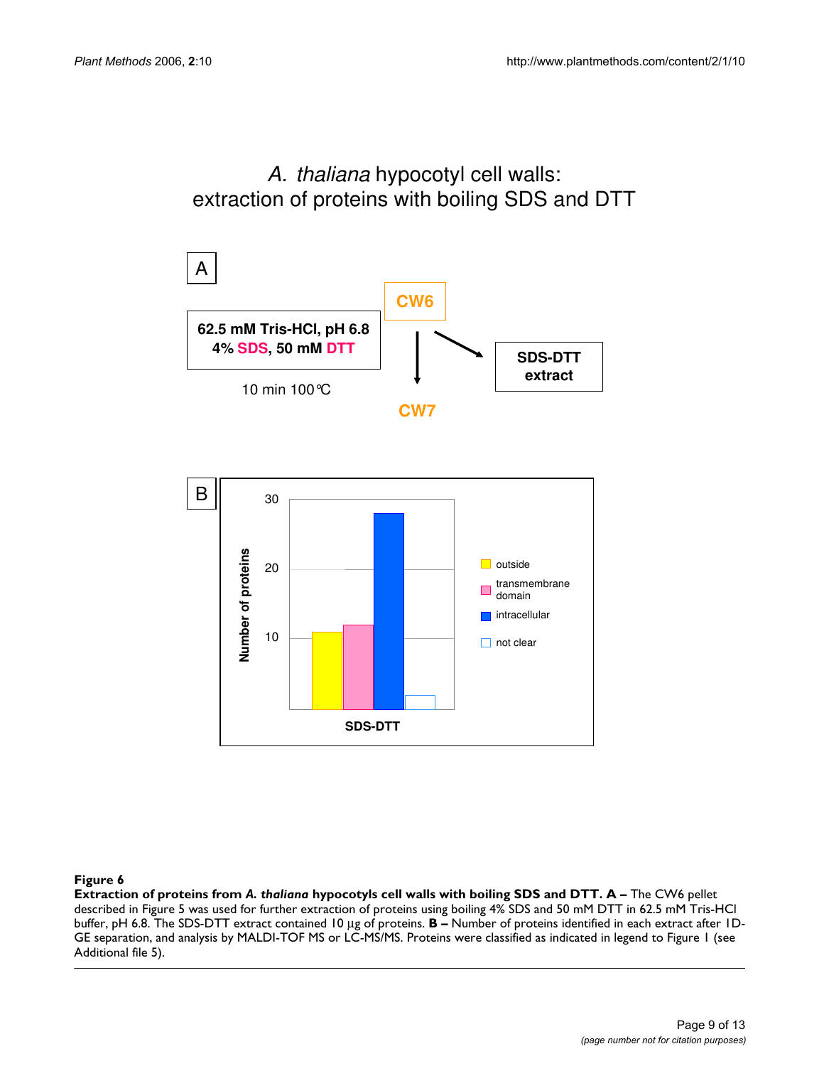**Figure 6**

**Extraction of proteins from *A. thaliana* hypocotyls cell walls with boiling SDS and DTT. A –** The CW6 pellet described in Figure 5 was used for further extraction of proteins using boiling 4% SDS and 50 mM DTT in 62.5 mM Tris-HCl buffer, pH 6.8. The SDS-DTT extract contained 10 µg of proteins. **B –** Number of proteins identified in each extract after 1D-GE separation, and analysis by MALDI-TOF MS or LC-MS/MS. Proteins were classified as indicated in legend to Figure 1 (see Additional file 5).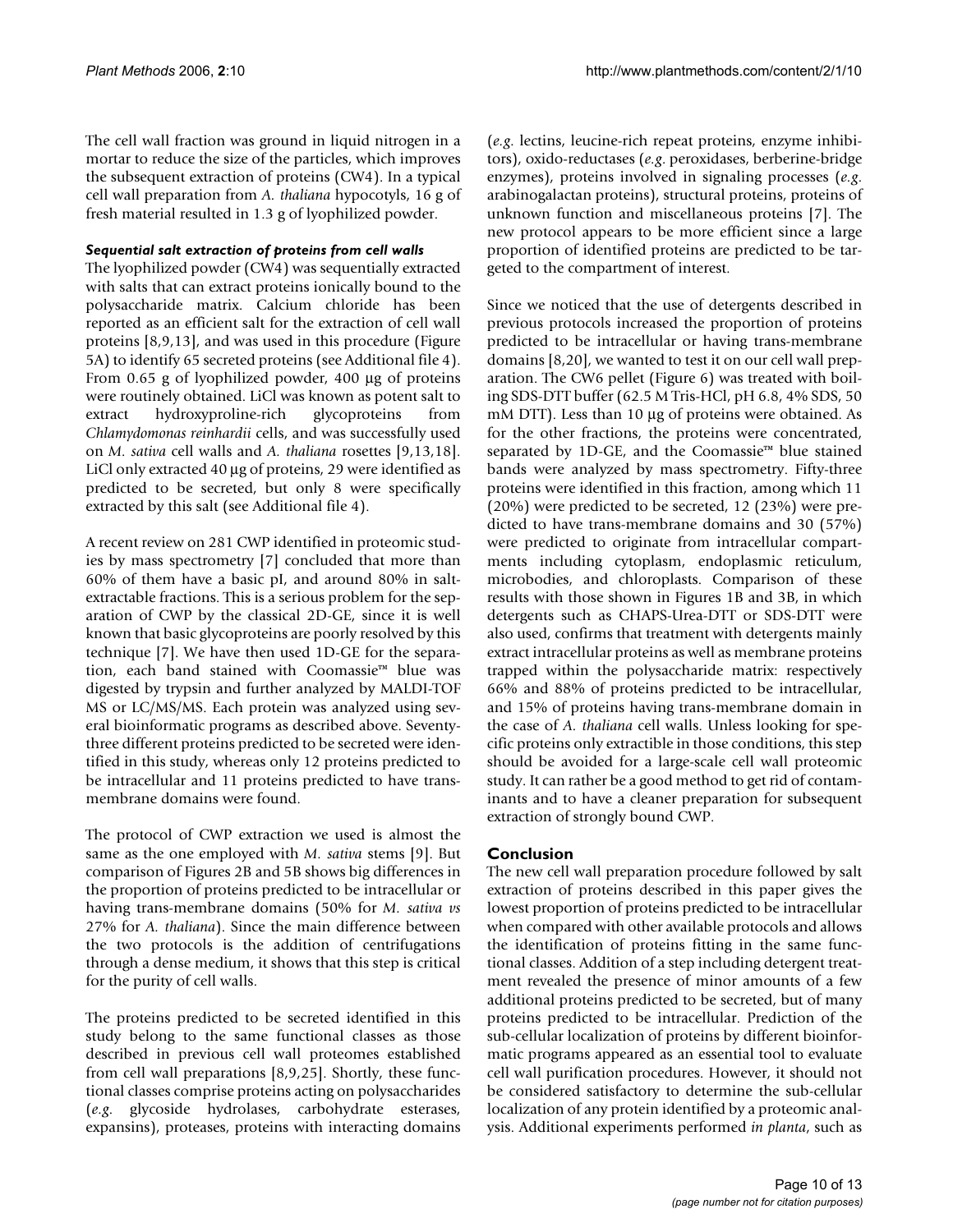The cell wall fraction was ground in liquid nitrogen in a mortar to reduce the size of the particles, which improves the subsequent extraction of proteins (CW4). In a typical cell wall preparation from *A. thaliana* hypocotyls, 16 g of fresh material resulted in 1.3 g of lyophilized powder.

### *Sequential salt extraction of proteins from cell walls*

The lyophilized powder (CW4) was sequentially extracted with salts that can extract proteins ionically bound to the polysaccharide matrix. Calcium chloride has been reported as an efficient salt for the extraction of cell wall proteins [8,9,13], and was used in this procedure (Figure 5A) to identify 65 secreted proteins (see Additional file 4). From 0.65 g of lyophilized powder, 400 µg of proteins were routinely obtained. LiCl was known as potent salt to extract hydroxyproline-rich glycoproteins from *Chlamydomonas reinhardii* cells, and was successfully used on *M. sativa* cell walls and *A. thaliana* rosettes [9,13,18]. LiCl only extracted 40 µg of proteins, 29 were identified as predicted to be secreted, but only 8 were specifically extracted by this salt (see Additional file 4).

A recent review on 281 CWP identified in proteomic studies by mass spectrometry [7] concluded that more than 60% of them have a basic pI, and around 80% in salt-extractable fractions. This is a serious problem for the separation of CWP by the classical 2D-GE, since it is well known that basic glycoproteins are poorly resolved by this technique [7]. We have then used 1D-GE for the separation, each band stained with Coomassie™ blue was digested by trypsin and further analyzed by MALDI-TOF MS or LC/MS/MS. Each protein was analyzed using several bioinformatic programs as described above. Seventy-three different proteins predicted to be secreted were identified in this study, whereas only 12 proteins predicted to be intracellular and 11 proteins predicted to have trans-membrane domains were found.

The protocol of CWP extraction we used is almost the same as the one employed with *M. sativa* stems [9]. But comparison of Figures 2B and 5B shows big differences in the proportion of proteins predicted to be intracellular or having trans-membrane domains (50% for *M. sativa vs* 27% for *A. thaliana*). Since the main difference between the two protocols is the addition of centrifugations through a dense medium, it shows that this step is critical for the purity of cell walls.

The proteins predicted to be secreted identified in this study belong to the same functional classes as those described in previous cell wall proteomes established from cell wall preparations [8,9,25]. Shortly, these functional classes comprise proteins acting on polysaccharides (*e.g.* glycoside hydrolases, carbohydrate esterases, expansins), proteases, proteins with interacting domains (*e.g.* lectins, leucine-rich repeat proteins, enzyme inhibitors), oxido-reductases (*e.g.* peroxidases, berberine-bridge enzymes), proteins involved in signaling processes (*e.g.* arabinogalactan proteins), structural proteins, proteins of unknown function and miscellaneous proteins [7]. The new protocol appears to be more efficient since a large proportion of identified proteins are predicted to be targeted to the compartment of interest.

Since we noticed that the use of detergents described in previous protocols increased the proportion of proteins predicted to be intracellular or having trans-membrane domains [8,20], we wanted to test it on our cell wall preparation. The CW6 pellet (Figure 6) was treated with boiling SDS-DTT buffer (62.5 M Tris-HCl, pH 6.8, 4% SDS, 50 mM DTT). Less than 10 µg of proteins were obtained. As for the other fractions, the proteins were concentrated, separated by 1D-GE, and the Coomassie™ blue stained bands were analyzed by mass spectrometry. Fifty-three proteins were identified in this fraction, among which 11 (20%) were predicted to be secreted, 12 (23%) were predicted to have trans-membrane domains and 30 (57%) were predicted to originate from intracellular compartments including cytoplasm, endoplasmic reticulum, microbodies, and chloroplasts. Comparison of these results with those shown in Figures 1B and 3B, in which detergents such as CHAPS-Urea-DTT or SDS-DTT were also used, confirms that treatment with detergents mainly extract intracellular proteins as well as membrane proteins trapped within the polysaccharide matrix: respectively 66% and 88% of proteins predicted to be intracellular, and 15% of proteins having trans-membrane domain in the case of *A. thaliana* cell walls. Unless looking for specific proteins only extractible in those conditions, this step should be avoided for a large-scale cell wall proteomic study. It can rather be a good method to get rid of contaminants and to have a cleaner preparation for subsequent extraction of strongly bound CWP.

## Conclusion

The new cell wall preparation procedure followed by salt extraction of proteins described in this paper gives the lowest proportion of proteins predicted to be intracellular when compared with other available protocols and allows the identification of proteins fitting in the same functional classes. Addition of a step including detergent treatment revealed the presence of minor amounts of a few additional proteins predicted to be secreted, but of many proteins predicted to be intracellular. Prediction of the sub-cellular localization of proteins by different bioinformatic programs appeared as an essential tool to evaluate cell wall purification procedures. However, it should not be considered satisfactory to determine the sub-cellular localization of any protein identified by a proteomic analysis. Additional experiments performed *in planta*, such as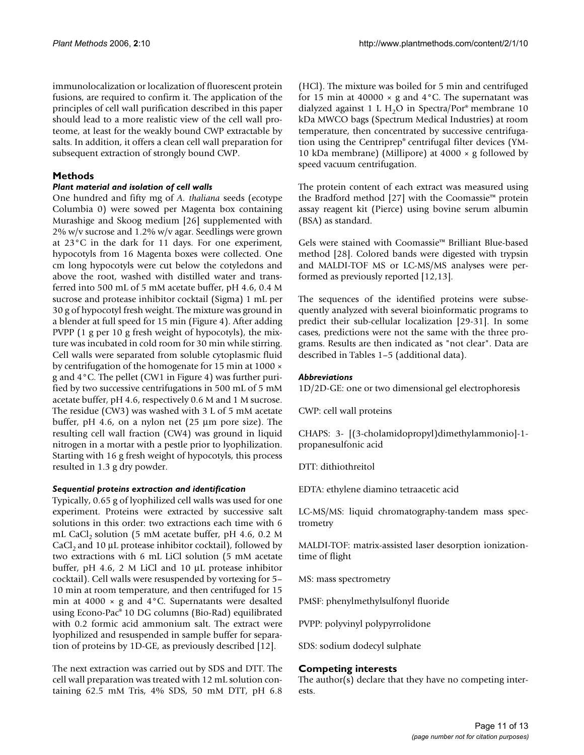immunolocalization or localization of fluorescent protein fusions, are required to confirm it. The application of the principles of cell wall purification described in this paper should lead to a more realistic view of the cell wall proteome, at least for the weakly bound CWP extractable by salts. In addition, it offers a clean cell wall preparation for subsequent extraction of strongly bound CWP.

## Methods

### *Plant material and isolation of cell walls*

One hundred and fifty mg of *A. thaliana* seeds (ecotype Columbia 0) were sowed per Magenta box containing Murashige and Skoog medium [26] supplemented with 2% w/v sucrose and 1.2% w/v agar. Seedlings were grown at 23°C in the dark for 11 days. For one experiment, hypocotyls from 16 Magenta boxes were collected. One cm long hypocotyls were cut below the cotyledons and above the root, washed with distilled water and transferred into 500 mL of 5 mM acetate buffer, pH 4.6, 0.4 M sucrose and protease inhibitor cocktail (Sigma) 1 mL per 30 g of hypocotyl fresh weight. The mixture was ground in a blender at full speed for 15 min (Figure 4). After adding PVPP (1 g per 10 g fresh weight of hypocotyls), the mixture was incubated in cold room for 30 min while stirring. Cell walls were separated from soluble cytoplasmic fluid by centrifugation of the homogenate for 15 min at 1000 × g and 4°C. The pellet (CW1 in Figure 4) was further purified by two successive centrifugations in 500 mL of 5 mM acetate buffer, pH 4.6, respectively 0.6 M and 1 M sucrose. The residue (CW3) was washed with 3 L of 5 mM acetate buffer, pH 4.6, on a nylon net (25 μm pore size). The resulting cell wall fraction (CW4) was ground in liquid nitrogen in a mortar with a pestle prior to lyophilization. Starting with 16 g fresh weight of hypocotyls, this process resulted in 1.3 g dry powder.

### *Sequential proteins extraction and identification*

Typically, 0.65 g of lyophilized cell walls was used for one experiment. Proteins were extracted by successive salt solutions in this order: two extractions each time with 6 mL $CaCl_2$ solution (5 mM acetate buffer, pH 4.6, 0.2 M $CaCl_2$ and 10 μL protease inhibitor cocktail), followed by two extractions with 6 mL LiCl solution (5 mM acetate buffer, pH 4.6, 2 M LiCl and 10 μL protease inhibitor cocktail). Cell walls were resuspended by vortexing for 5–10 min at room temperature, and then centrifuged for 15 min at 4000 × g and 4°C. Supernatants were desalted using Econo-Pac® 10 DG columns (Bio-Rad) equilibrated with 0.2 formic acid ammonium salt. The extract were lyophilized and resuspended in sample buffer for separation of proteins by 1D-GE, as previously described [12].

The next extraction was carried out by SDS and DTT. The cell wall preparation was treated with 12 mL solution containing 62.5 mM Tris, 4% SDS, 50 mM DTT, pH 6.8 (HCl). The mixture was boiled for 5 min and centrifuged for 15 min at 40000 × g and 4°C. The supernatant was dialyzed against 1 L $H_2O$ in Spectra/Por® membrane 10 kDa MWCO bags (Spectrum Medical Industries) at room temperature, then concentrated by successive centrifugation using the Centriprep® centrifugal filter devices (YM-10 kDa membrane) (Millipore) at 4000 × g followed by speed vacuum centrifugation.

The protein content of each extract was measured using the Bradford method [27] with the Coomassie™ protein assay reagent kit (Pierce) using bovine serum albumin (BSA) as standard.

Gels were stained with Coomassie™ Brilliant Blue-based method [28]. Colored bands were digested with trypsin and MALDI-TOF MS or LC-MS/MS analyses were performed as previously reported [12,13].

The sequences of the identified proteins were subsequently analyzed with several bioinformatic programs to predict their sub-cellular localization [29-31]. In some cases, predictions were not the same with the three programs. Results are then indicated as "not clear". Data are described in Tables 1–5 (additional data).

### *Abbreviations*

1D/2D-GE: one or two dimensional gel electrophoresis

CWP: cell wall proteins

CHAPS: 3- [(3-cholamidopropyl)dimethylammonio]-1-propanesulfonic acid

DTT: dithiothreitol

EDTA: ethylene diamino tetraacetic acid

LC-MS/MS: liquid chromatography-tandem mass spectrometry

MALDI-TOF: matrix-assisted laser desorption ionization-time of flight

MS: mass spectrometry

PMSF: phenylmethylsulfonyl fluoride

PVPP: polyvinyl polypyrrolidone

SDS: sodium dodecyl sulphate

## Competing interests

The author(s) declare that they have no competing interests.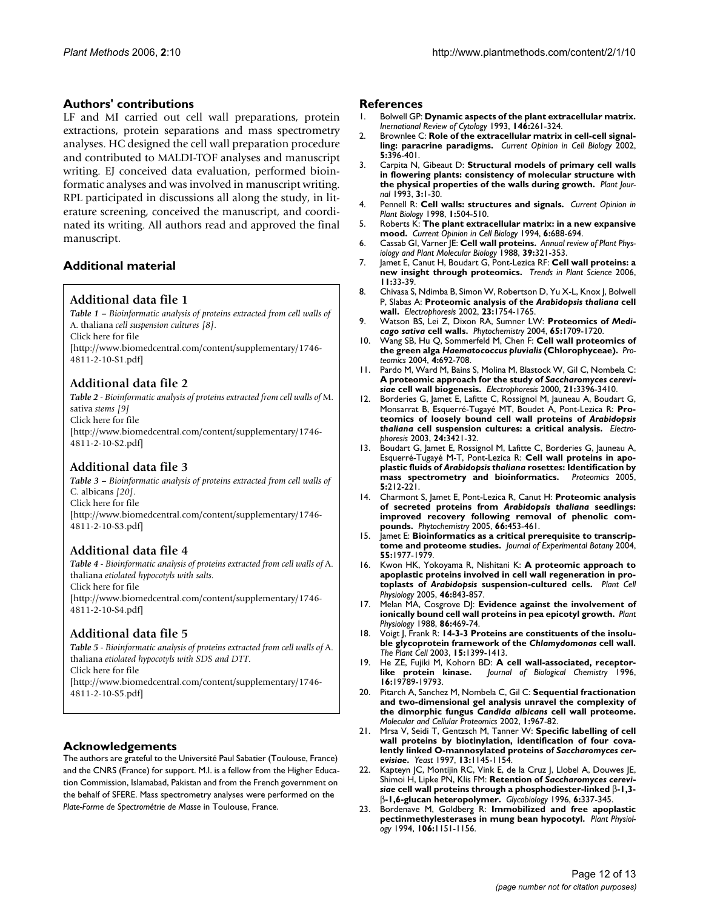## Authors' contributions

LF and MI carried out cell wall preparations, protein extractions, protein separations and mass spectrometry analyses. HC designed the cell wall preparation procedure and contributed to MALDI-TOF analyses and manuscript writing. EJ conceived data evaluation, performed bioinformatic analyses and was involved in manuscript writing. RPL participated in discussions all along the study, in literature screening, conceived the manuscript, and coordinated its writing. All authors read and approved the final manuscript.

## Additional material

### Additional data file 1

*Table 1 – Bioinformatic analysis of proteins extracted from cell walls of* A. thaliana *cell suspension cultures [8].*
Click here for file
[http://www.biomedcentral.com/content/supplementary/1746-4811-2-10-S1.pdf]

### Additional data file 2

*Table 2 - Bioinformatic analysis of proteins extracted from cell walls of* M. sativa *stems [9]*
Click here for file
[http://www.biomedcentral.com/content/supplementary/1746-4811-2-10-S2.pdf]

### Additional data file 3

*Table 3 – Bioinformatic analysis of proteins extracted from cell walls of* C. albicans *[20].*
Click here for file
[http://www.biomedcentral.com/content/supplementary/1746-4811-2-10-S3.pdf]

### Additional data file 4

*Table 4 - Bioinformatic analysis of proteins extracted from cell walls of* A. thaliana *etiolated hypocotyls with salts.*
Click here for file
[http://www.biomedcentral.com/content/supplementary/1746-4811-2-10-S4.pdf]

### Additional data file 5

*Table 5 - Bioinformatic analysis of proteins extracted from cell walls of* A. thaliana *etiolated hypocotyls with SDS and DTT.*
Click here for file
[http://www.biomedcentral.com/content/supplementary/1746-4811-2-10-S5.pdf]

## Acknowledgements

The authors are grateful to the Université Paul Sabatier (Toulouse, France) and the CNRS (France) for support. M.I. is a fellow from the Higher Education Commission, Islamabad, Pakistan and from the French government on the behalf of SFERE. Mass spectrometry analyses were performed on the *Plate-Forme de Spectrométrie de Masse* in Toulouse, France.

## References

1. Bolwell GP: **Dynamic aspects of the plant extracellular matrix.** *International Review of Cytology* 1993, **146:**261-324.
2. Brownlee C: **Role of the extracellular matrix in cell-cell signalling: paracrine paradigms.** *Current Opinion in Cell Biology* 2002, **5:**396-401.
3. Carpita N, Gibeaut D: **Structural models of primary cell walls in flowering plants: consistency of molecular structure with the physical properties of the walls during growth.** *Plant Journal* 1993, **3:**1-30.
4. Pennell R: **Cell walls: structures and signals.** *Current Opinion in Plant Biology* 1998, **1:**504-510.
5. Roberts K: **The plant extracellular matrix: in a new expansive mood.** *Current Opinion in Cell Biology* 1994, **6:**688-694.
6. Cassab GI, Varner JE: **Cell wall proteins.** *Annual review of Plant Physiology and Plant Molecular Biology* 1988, **39:**321-353.
7. Jamet E, Canut H, Boudart G, Pont-Lezica RF: **Cell wall proteins: a new insight through proteomics.** *Trends in Plant Science* 2006, **11:**33-39.
8. Chivasa S, Ndimba B, Simon W, Robertson D, Yu X-L, Knox J, Bolwell P, Slabas A: **Proteomic analysis of the *Arabidopsis thaliana* cell wall.** *Electrophoresis* 2002, **23:**1754-1765.
9. Watson BS, Lei Z, Dixon RA, Sumner LW: **Proteomics of *Medicago sativa* cell walls.** *Phytochemistry* 2004, **65:**1709-1720.
10. Wang SB, Hu Q, Sommerfeld M, Chen F: **Cell wall proteomics of the green alga *Haematococcus pluvialis* (Chlorophyceae).** *Proteomics* 2004, **4:**692-708.
11. Pardo M, Ward M, Bains S, Molina M, Blastock W, Gil C, Nombela C: **A proteomic approach for the study of *Saccharomyces cerevisiae* cell wall biogenesis.** *Electrophoresis* 2000, **21:**3396-3410.
12. Borderies G, Jamet E, Lafitte C, Rossignol M, Jauneau A, Boudart G, Monsarrat B, Esquerré-Tugayé MT, Boudet A, Pont-Lezica R: **Proteomics of loosely bound cell wall proteins of *Arabidopsis thaliana* cell suspension cultures: a critical analysis.** *Electrophoresis* 2003, **24:**3421-32.
13. Boudart G, Jamet E, Rossignol M, Lafitte C, Borderies G, Jauneau A, Esquerré-Tugayé M-T, Pont-Lezica R: **Cell wall proteins in apoplastic fluids of *Arabidopsis thaliana* rosettes: Identification by mass spectrometry and bioinformatics.** *Proteomics* 2005, **5:**212-221.
14. Charmont S, Jamet E, Pont-Lezica R, Canut H: **Proteomic analysis of secreted proteins from *Arabidopsis thaliana* seedlings: improved recovery following removal of phenolic compounds.** *Phytochemistry* 2005, **66:**453-461.
15. Jamet E: **Bioinformatics as a critical prerequisite to transcriptome and proteome studies.** *Journal of Experimental Botany* 2004, **55:**1977-1979.
16. Kwon HK, Yokoyama R, Nishitani K: **A proteomic approach to apoplastic proteins involved in cell wall regeneration in protoplasts of *Arabidopsis* suspension-cultured cells.** *Plant Cell Physiology* 2005, **46:**843-857.
17. Melan MA, Cosgrove DJ: **Evidence against the involvement of ionically bound cell wall proteins in pea epicotyl growth.** *Plant Physiology* 1988, **86:**469-74.
18. Voigt J, Frank R: **14-3-3 Proteins are constituents of the insoluble glycoprotein framework of the *Chlamydomonas* cell wall.** *The Plant Cell* 2003, **15:**1399-1413.
19. He ZE, Fujiki M, Kohorn BD: **A cell wall-associated, receptor-like protein kinase.** *Journal of Biological Chemistry* 1996, **16:**19789-19793.
20. Pitarch A, Sanchez M, Nombela C, Gil C: **Sequential fractionation and two-dimensional gel analysis unravel the complexity of the dimorphic fungus *Candida albicans* cell wall proteome.** *Molecular and Cellular Proteomics* 2002, **1:**967-82.
21. Mrsa V, Seidi T, Gentzsch M, Tanner W: **Specific labelling of cell wall proteins by biotinylation, identification of four covalently linked O-mannosylated proteins of *Saccharomyces cerevisiae*.** *Yeast* 1997, **13:**1145-1154.
22. Kapteyn JC, Montijin RC, Vink E, de la Cruz J, Llobel A, Douwes JE, Shimoi H, Lipke PN, Klis FM: **Retention of *Saccharomyces cerevisiae* cell wall proteins through a phosphodiester-linked β-1,3-β-1,6-glucan heteropolymer.** *Glycobiology* 1996, **6:**337-345.
23. Bordenave M, Goldberg R: **Immobilized and free apoplastic pectinmethylesterases in mung bean hypocotyl.** *Plant Physiology* 1994, **106:**1151-1156.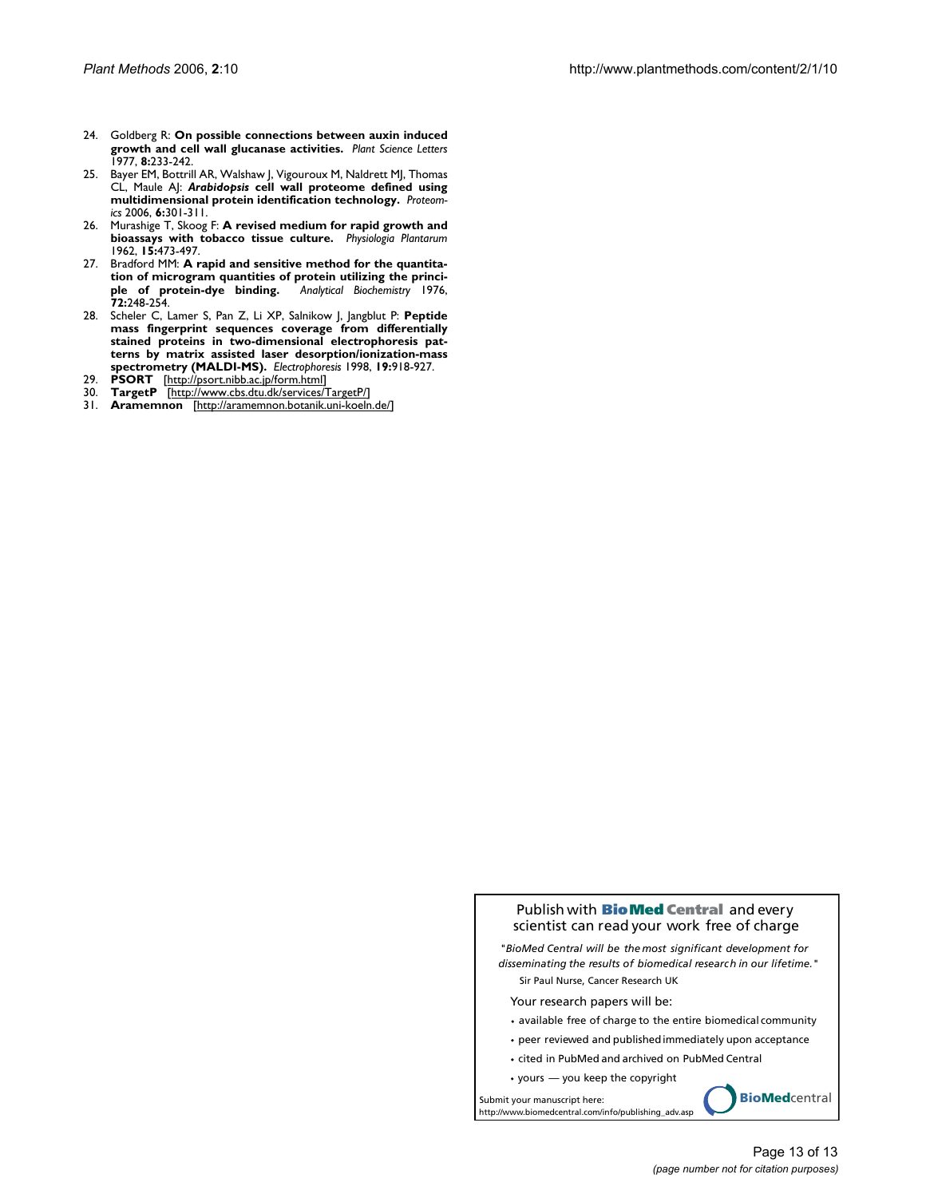24. Goldberg R: **On possible connections between auxin induced growth and cell wall glucanase activities.** *Plant Science Letters* 1977, **8:**233-242.
25. Bayer EM, Bottrill AR, Walshaw J, Vigouroux M, Naldrett MJ, Thomas CL, Maule AJ: ***Arabidopsis*** **cell wall proteome defined using multidimensional protein identification technology.** *Proteomics* 2006, **6:**301-311.
26. Murashige T, Skoog F: **A revised medium for rapid growth and bioassays with tobacco tissue culture.** *Physiologia Plantarum* 1962, **15:**473-497.
27. Bradford MM: **A rapid and sensitive method for the quantitation of microgram quantities of protein utilizing the principle of protein-dye binding.** *Analytical Biochemistry* 1976, **72:**248-254.
28. Scheler C, Lamer S, Pan Z, Li XP, Salnikow J, Jangblut P: **Peptide mass fingerprint sequences coverage from differentially stained proteins in two-dimensional electrophoresis patterns by matrix assisted laser desorption/ionization-mass spectrometry (MALDI-MS).** *Electrophoresis* 1998, **19:**918-927.
29. **PSORT** [http://psort.nibb.ac.jp/form.html]
30. **TargetP** [http://www.cbs.dtu.dk/services/TargetP/]
31. **Aramemnon** [http://aramemnon.botanik.uni-koeln.de/]

Publish with **BioMed Central** and every scientist can read your work free of charge

*"BioMed Central will be the most significant development for disseminating the results of biomedical research in our lifetime."*

Sir Paul Nurse, Cancer Research UK

Your research papers will be:

- available free of charge to the entire biomedical community
- peer reviewed and published immediately upon acceptance
- cited in PubMed and archived on PubMed Central
- yours — you keep the copyright

Submit your manuscript here:
http://www.biomedcentral.com/info/publishing_adv.asp

**BioMed**central